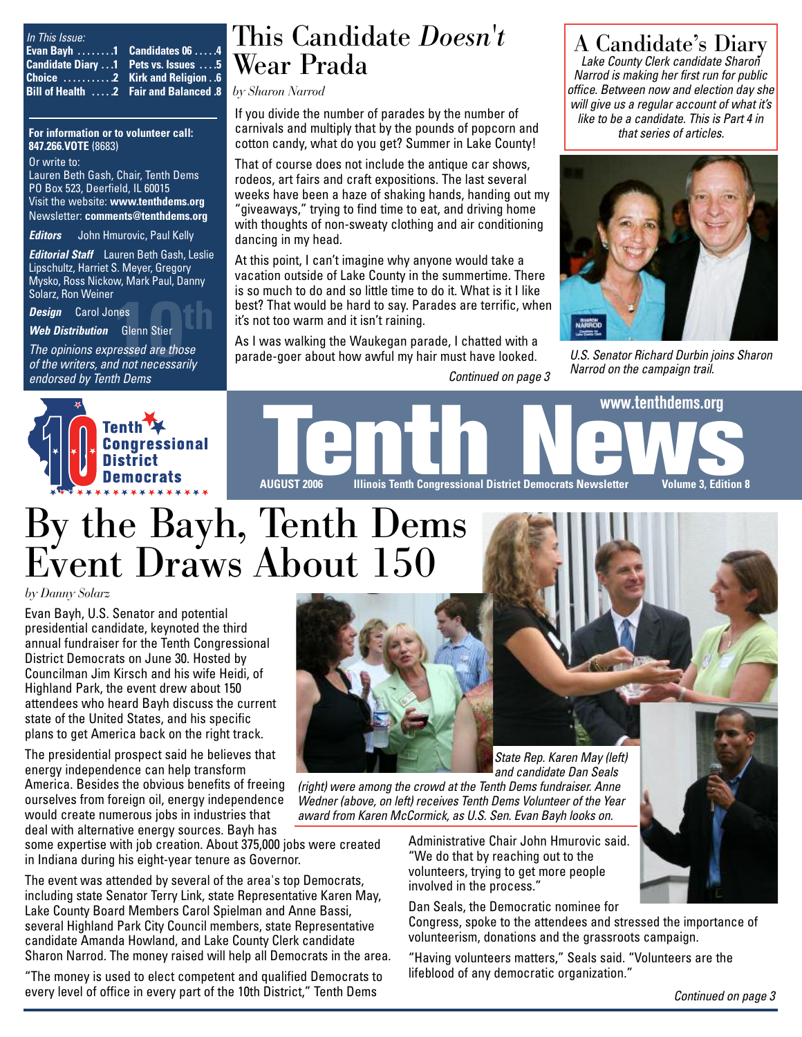*In This Issue:*

| | | | |
|---|---|---|---|
| Evan Bayh | 1 | Candidates 06 | 4 |
| Candidate Diary | 1 | Pets vs. Issues | 5 |
| Choice | 2 | Kirk and Religion | 6 |
| Bill of Health | 2 | Fair and Balanced | 8 |

**For information or to volunteer call: 847.266.VOTE** (8683)

Or write to:
Lauren Beth Gash, Chair, Tenth Dems
PO Box 523, Deerfield, IL 60015
Visit the website: **www.tenthdems.org**
Newsletter: **comments@tenthdems.org**

***Editors*** John Hmurovic, Paul Kelly

***Editorial Staff*** Lauren Beth Gash, Leslie Lipschultz, Harriet S. Meyer, Gregory Mysko, Ross Nickow, Mark Paul, Danny Solarz, Ron Weiner

***Design*** Carol Jones

***Web Distribution*** Glenn Stier

*The opinions expressed are those of the writers, and not necessarily endorsed by Tenth Dems*

# This Candidate *Doesn't* Wear Prada

*by Sharon Narrod*

If you divide the number of parades by the number of carnivals and multiply that by the pounds of popcorn and cotton candy, what do you get? Summer in Lake County!

That of course does not include the antique car shows, rodeos, art fairs and craft expositions. The last several weeks have been a haze of shaking hands, handing out my "giveaways," trying to find time to eat, and driving home with thoughts of non-sweaty clothing and air conditioning dancing in my head.

At this point, I can't imagine why anyone would take a vacation outside of Lake County in the summertime. There is so much to do and so little time to do it. What is it I like best? That would be hard to say. Parades are terrific, when it's not too warm and it isn't raining.

As I was walking the Waukegan parade, I chatted with a parade-goer about how awful my hair must have looked.

*Continued on page 3*

## A Candidate's Diary

*Lake County Clerk candidate Sharon Narrod is making her first run for public office. Between now and election day she will give us a regular account of what it's like to be a candidate. This is Part 4 in that series of articles.*

*U.S. Senator Richard Durbin joins Sharon Narrod on the campaign trail.*

**Tenth Congressional District Democrats**

# Tenth News

www.tenthdems.org

**AUGUST 2006** | **Illinois Tenth Congressional District Democrats Newsletter** | **Volume 3, Edition 8**

# By the Bayh, Tenth Dems Event Draws About 150

*by Danny Solarz*

Evan Bayh, U.S. Senator and potential presidential candidate, keynoted the third annual fundraiser for the Tenth Congressional District Democrats on June 30. Hosted by Councilman Jim Kirsch and his wife Heidi, of Highland Park, the event drew about 150 attendees who heard Bayh discuss the current state of the United States, and his specific plans to get America back on the right track.

The presidential prospect said he believes that energy independence can help transform America. Besides the obvious benefits of freeing ourselves from foreign oil, energy independence would create numerous jobs in industries that deal with alternative energy sources. Bayh has some expertise with job creation. About 375,000 jobs were created in Indiana during his eight-year tenure as Governor.

The event was attended by several of the area's top Democrats, including state Senator Terry Link, state Representative Karen May, Lake County Board Members Carol Spielman and Anne Bassi, several Highland Park City Council members, state Representative candidate Amanda Howland, and Lake County Clerk candidate Sharon Narrod. The money raised will help all Democrats in the area.

"The money is used to elect competent and qualified Democrats to every level of office in every part of the 10th District," Tenth Dems Administrative Chair John Hmurovic said. "We do that by reaching out to the volunteers, trying to get more people involved in the process."

Dan Seals, the Democratic nominee for Congress, spoke to the attendees and stressed the importance of volunteerism, donations and the grassroots campaign.

"Having volunteers matters," Seals said. "Volunteers are the lifeblood of any democratic organization."

*Continued on page 3*

*State Rep. Karen May (left) and candidate Dan Seals (right) were among the crowd at the Tenth Dems fundraiser. Anne Wedner (above, on left) receives Tenth Dems Volunteer of the Year award from Karen McCormick, as U.S. Sen. Evan Bayh looks on.*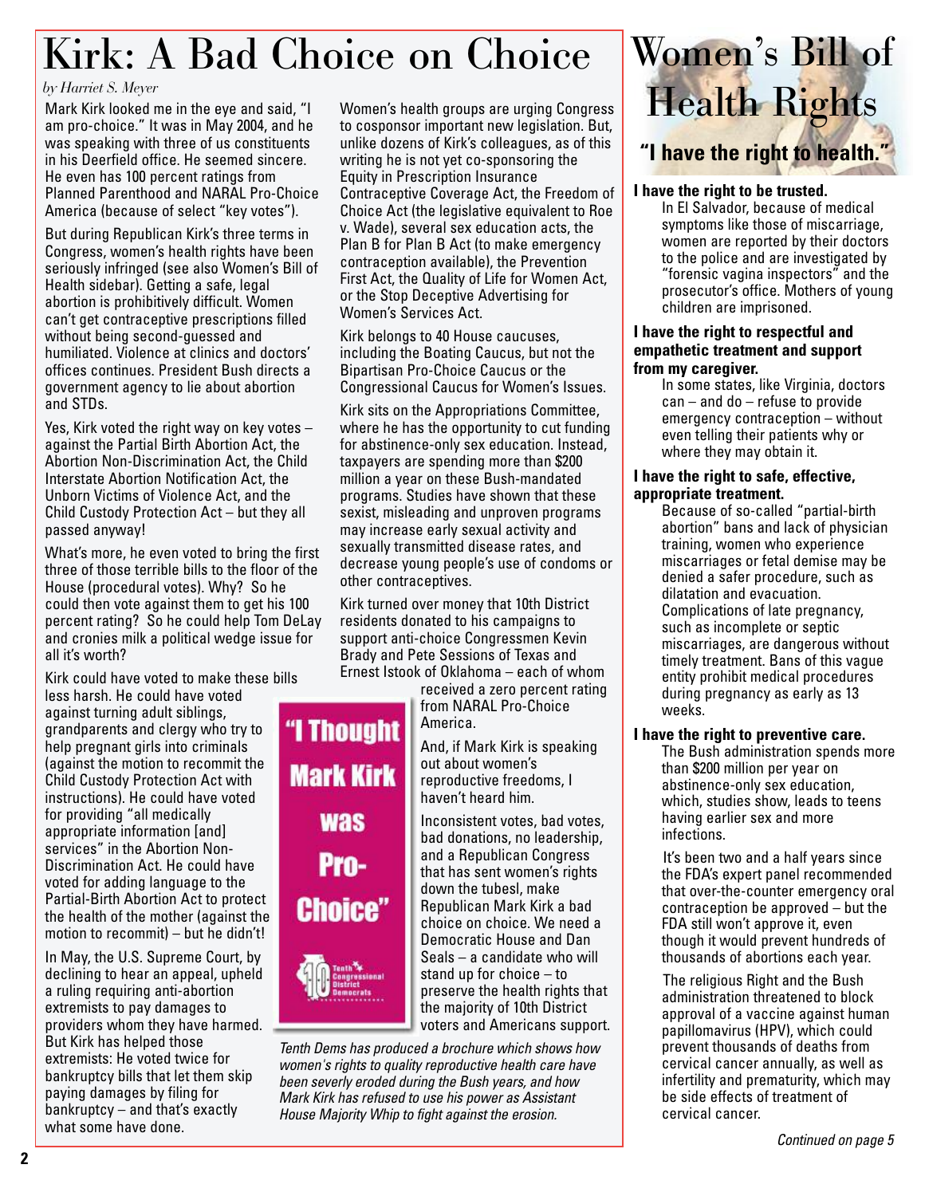# Kirk: A Bad Choice on Choice

*by Harriet S. Meyer*

Mark Kirk looked me in the eye and said, "I am pro-choice." It was in May 2004, and he was speaking with three of us constituents in his Deerfield office. He seemed sincere. He even has 100 percent ratings from Planned Parenthood and NARAL Pro-Choice America (because of select "key votes").

But during Republican Kirk's three terms in Congress, women's health rights have been seriously infringed (see also Women's Bill of Health sidebar). Getting a safe, legal abortion is prohibitively difficult. Women can't get contraceptive prescriptions filled without being second-guessed and humiliated. Violence at clinics and doctors' offices continues. President Bush directs a government agency to lie about abortion and STDs.

Yes, Kirk voted the right way on key votes – against the Partial Birth Abortion Act, the Abortion Non-Discrimination Act, the Child Interstate Abortion Notification Act, the Unborn Victims of Violence Act, and the Child Custody Protection Act – but they all passed anyway!

What's more, he even voted to bring the first three of those terrible bills to the floor of the House (procedural votes). Why? So he could then vote against them to get his 100 percent rating? So he could help Tom DeLay and cronies milk a political wedge issue for all it's worth?

Kirk could have voted to make these bills less harsh. He could have voted against turning adult siblings, grandparents and clergy who try to help pregnant girls into criminals (against the motion to recommit the Child Custody Protection Act with instructions). He could have voted for providing "all medically appropriate information [and] services" in the Abortion Non-Discrimination Act. He could have voted for adding language to the Partial-Birth Abortion Act to protect the health of the mother (against the motion to recommit) – but he didn't!

In May, the U.S. Supreme Court, by declining to hear an appeal, upheld a ruling requiring anti-abortion extremists to pay damages to providers whom they have harmed. But Kirk has helped those extremists: He voted twice for bankruptcy bills that let them skip paying damages by filing for bankruptcy – and that's exactly what some have done.

Women's health groups are urging Congress to cosponsor important new legislation. But, unlike dozens of Kirk's colleagues, as of this writing he is not yet co-sponsoring the Equity in Prescription Insurance Contraceptive Coverage Act, the Freedom of Choice Act (the legislative equivalent to Roe v. Wade), several sex education acts, the Plan B for Plan B Act (to make emergency contraception available), the Prevention First Act, the Quality of Life for Women Act, or the Stop Deceptive Advertising for Women's Services Act.

Kirk belongs to 40 House caucuses, including the Boating Caucus, but not the Bipartisan Pro-Choice Caucus or the Congressional Caucus for Women's Issues.

Kirk sits on the Appropriations Committee, where he has the opportunity to cut funding for abstinence-only sex education. Instead, taxpayers are spending more than $200 million a year on these Bush-mandated programs. Studies have shown that these sexist, misleading and unproven programs may increase early sexual activity and sexually transmitted disease rates, and decrease young people's use of condoms or other contraceptives.

Kirk turned over money that 10th District residents donated to his campaigns to support anti-choice Congressmen Kevin Brady and Pete Sessions of Texas and Ernest Istook of Oklahoma – each of whom received a zero percent rating from NARAL Pro-Choice America.

And, if Mark Kirk is speaking out about women's reproductive freedoms, I haven't heard him.

Inconsistent votes, bad votes, bad donations, no leadership, and a Republican Congress that has sent women's rights down the tubesl, make Republican Mark Kirk a bad choice on choice. We need a Democratic House and Dan Seals – a candidate who will stand up for choice – to preserve the health rights that the majority of 10th District voters and Americans support.

**"I Thought Mark Kirk was Pro-Choice"**

Tenth Congressional District Democrats

*Tenth Dems has produced a brochure which shows how women's rights to quality reproductive health care have been severly eroded during the Bush years, and how Mark Kirk has refused to use his power as Assistant House Majority Whip to fight against the erosion.*

# Women's Bill of Health Rights

## "I have the right to health."

**I have the right to be trusted.**

In El Salvador, because of medical symptoms like those of miscarriage, women are reported by their doctors to the police and are investigated by "forensic vagina inspectors" and the prosecutor's office. Mothers of young children are imprisoned.

**I have the right to respectful and empathetic treatment and support from my caregiver.**

In some states, like Virginia, doctors can – and do – refuse to provide emergency contraception – without even telling their patients why or where they may obtain it.

**I have the right to safe, effective, appropriate treatment.**

Because of so-called "partial-birth abortion" bans and lack of physician training, women who experience miscarriages or fetal demise may be denied a safer procedure, such as dilatation and evacuation. Complications of late pregnancy, such as incomplete or septic miscarriages, are dangerous without timely treatment. Bans of this vague entity prohibit medical procedures during pregnancy as early as 13 weeks.

**I have the right to preventive care.**

The Bush administration spends more than $200 million per year on abstinence-only sex education, which, studies show, leads to teens having earlier sex and more infections.

It's been two and a half years since the FDA's expert panel recommended that over-the-counter emergency oral contraception be approved – but the FDA still won't approve it, even though it would prevent hundreds of thousands of abortions each year.

The religious Right and the Bush administration threatened to block approval of a vaccine against human papillomavirus (HPV), which could prevent thousands of deaths from cervical cancer annually, as well as infertility and prematurity, which may be side effects of treatment of cervical cancer.

*Continued on page 5*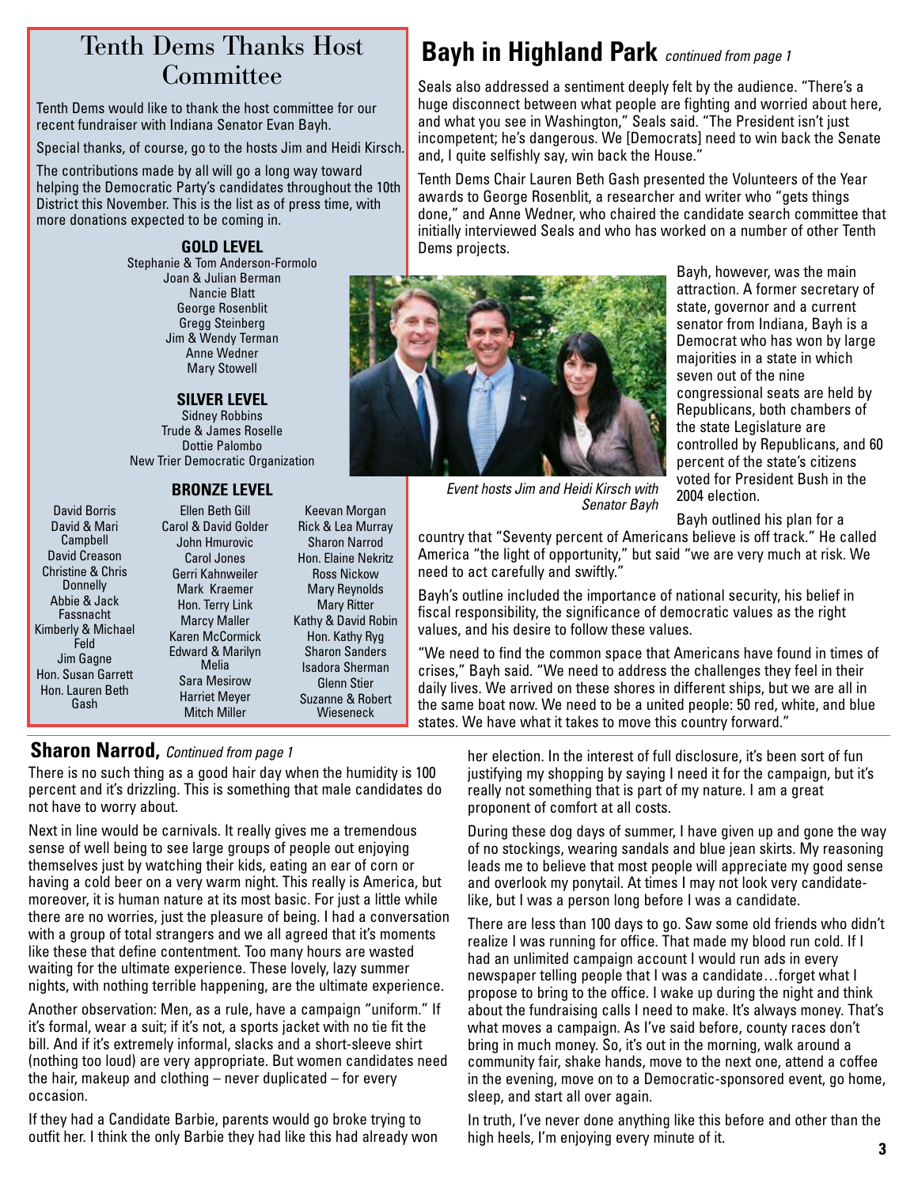## Tenth Dems Thanks Host Committee

Tenth Dems would like to thank the host committee for our recent fundraiser with Indiana Senator Evan Bayh.

Special thanks, of course, go to the hosts Jim and Heidi Kirsch.

The contributions made by all will go a long way toward helping the Democratic Party's candidates throughout the 10th District this November. This is the list as of press time, with more donations expected to be coming in.

### GOLD LEVEL

Stephanie & Tom Anderson-Formolo
Joan & Julian Berman
Nancie Blatt
George Rosenblit
Gregg Steinberg
Jim & Wendy Terman
Anne Wedner
Mary Stowell

### SILVER LEVEL

Sidney Robbins
Trude & James Roselle
Dottie Palombo
New Trier Democratic Organization

### BRONZE LEVEL

David Borris
David & Mari Campbell
David Creason
Christine & Chris Donnelly
Abbie & Jack Fassnacht
Kimberly & Michael Feld
Jim Gagne
Hon. Susan Garrett
Hon. Lauren Beth Gash
Ellen Beth Gill
Carol & David Golder
John Hmurovic
Carol Jones
Gerri Kahnweiler
Mark Kraemer
Hon. Terry Link
Marcy Maller
Karen McCormick
Edward & Marilyn Melia
Sara Mesirow
Harriet Meyer
Mitch Miller
Keevan Morgan
Rick & Lea Murray
Sharon Narrod
Hon. Elaine Nekritz
Ross Nickow
Mary Reynolds
Mary Ritter
Kathy & David Robin
Hon. Kathy Ryg
Sharon Sanders
Isadora Sherman
Glenn Stier
Suzanne & Robert Wieseneck

## Bayh in Highland Park *continued from page 1*

Seals also addressed a sentiment deeply felt by the audience. "There's a huge disconnect between what people are fighting and worried about here, and what you see in Washington," Seals said. "The President isn't just incompetent; he's dangerous. We [Democrats] need to win back the Senate and, I quite selfishly say, win back the House."

Tenth Dems Chair Lauren Beth Gash presented the Volunteers of the Year awards to George Rosenblit, a researcher and writer who "gets things done," and Anne Wedner, who chaired the candidate search committee that initially interviewed Seals and who has worked on a number of other Tenth Dems projects.

*Event hosts Jim and Heidi Kirsch with Senator Bayh*

Bayh, however, was the main attraction. A former secretary of state, governor and a current senator from Indiana, Bayh is a Democrat who has won by large majorities in a state in which seven out of the nine congressional seats are held by Republicans, both chambers of the state Legislature are controlled by Republicans, and 60 percent of the state's citizens voted for President Bush in the 2004 election.

Bayh outlined his plan for a country that "Seventy percent of Americans believe is off track." He called America "the light of opportunity," but said "we are very much at risk. We need to act carefully and swiftly."

Bayh's outline included the importance of national security, his belief in fiscal responsibility, the significance of democratic values as the right values, and his desire to follow these values.

"We need to find the common space that Americans have found in times of crises," Bayh said. "We need to address the challenges they feel in their daily lives. We arrived on these shores in different ships, but we are all in the same boat now. We need to be a united people: 50 red, white, and blue states. We have what it takes to move this country forward."

## Sharon Narrod, *Continued from page 1*

There is no such thing as a good hair day when the humidity is 100 percent and it's drizzling. This is something that male candidates do not have to worry about.

Next in line would be carnivals. It really gives me a tremendous sense of well being to see large groups of people out enjoying themselves just by watching their kids, eating an ear of corn or having a cold beer on a very warm night. This really is America, but moreover, it is human nature at its most basic. For just a little while there are no worries, just the pleasure of being. I had a conversation with a group of total strangers and we all agreed that it's moments like these that define contentment. Too many hours are wasted waiting for the ultimate experience. These lovely, lazy summer nights, with nothing terrible happening, are the ultimate experience.

Another observation: Men, as a rule, have a campaign "uniform." If it's formal, wear a suit; if it's not, a sports jacket with no tie fit the bill. And if it's extremely informal, slacks and a short-sleeve shirt (nothing too loud) are very appropriate. But women candidates need the hair, makeup and clothing – never duplicated – for every occasion.

If they had a Candidate Barbie, parents would go broke trying to outfit her. I think the only Barbie they had like this had already won her election. In the interest of full disclosure, it's been sort of fun justifying my shopping by saying I need it for the campaign, but it's really not something that is part of my nature. I am a great proponent of comfort at all costs.

During these dog days of summer, I have given up and gone the way of no stockings, wearing sandals and blue jean skirts. My reasoning leads me to believe that most people will appreciate my good sense and overlook my ponytail. At times I may not look very candidate-like, but I was a person long before I was a candidate.

There are less than 100 days to go. Saw some old friends who didn't realize I was running for office. That made my blood run cold. If I had an unlimited campaign account I would run ads in every newspaper telling people that I was a candidate…forget what I propose to bring to the office. I wake up during the night and think about the fundraising calls I need to make. It's always money. That's what moves a campaign. As I've said before, county races don't bring in much money. So, it's out in the morning, walk around a community fair, shake hands, move to the next one, attend a coffee in the evening, move on to a Democratic-sponsored event, go home, sleep, and start all over again.

In truth, I've never done anything like this before and other than the high heels, I'm enjoying every minute of it.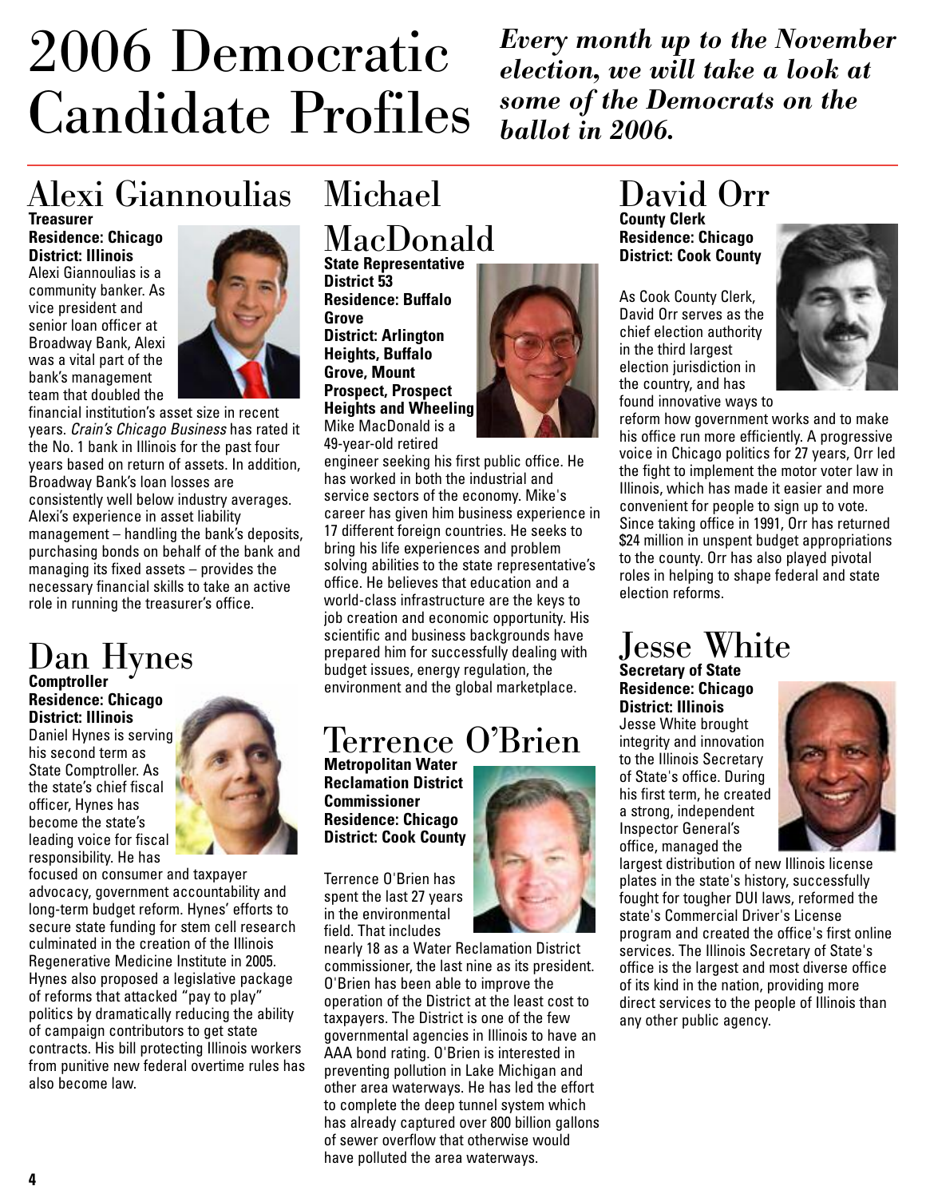# 2006 Democratic Candidate Profiles

***Every month up to the November election, we will take a look at some of the Democrats on the ballot in 2006.***

## Alexi Giannoulias

**Treasurer**
**Residence: Chicago**
**District: Illinois**

Alexi Giannoulias is a community banker. As vice president and senior loan officer at Broadway Bank, Alexi was a vital part of the bank's management team that doubled the financial institution's asset size in recent years. *Crain's Chicago Business* has rated it the No. 1 bank in Illinois for the past four years based on return of assets. In addition, Broadway Bank's loan losses are consistently well below industry averages. Alexi's experience in asset liability management – handling the bank's deposits, purchasing bonds on behalf of the bank and managing its fixed assets – provides the necessary financial skills to take an active role in running the treasurer's office.

## Dan Hynes

**Comptroller**
**Residence: Chicago**
**District: Illinois**

Daniel Hynes is serving his second term as State Comptroller. As the state's chief fiscal officer, Hynes has become the state's leading voice for fiscal responsibility. He has focused on consumer and taxpayer advocacy, government accountability and long-term budget reform. Hynes' efforts to secure state funding for stem cell research culminated in the creation of the Illinois Regenerative Medicine Institute in 2005. Hynes also proposed a legislative package of reforms that attacked "pay to play" politics by dramatically reducing the ability of campaign contributors to get state contracts. His bill protecting Illinois workers from punitive new federal overtime rules has also become law.

## Michael MacDonald

**State Representative**
**District 53**
**Residence: Buffalo Grove**
**District: Arlington Heights, Buffalo Grove, Mount Prospect, Prospect Heights and Wheeling**

Mike MacDonald is a 49-year-old retired engineer seeking his first public office. He has worked in both the industrial and service sectors of the economy. Mike's career has given him business experience in 17 different foreign countries. He seeks to bring his life experiences and problem solving abilities to the state representative's office. He believes that education and a world-class infrastructure are the keys to job creation and economic opportunity. His scientific and business backgrounds have prepared him for successfully dealing with budget issues, energy regulation, the environment and the global marketplace.

## Terrence O'Brien

**Metropolitan Water Reclamation District Commissioner**
**Residence: Chicago**
**District: Cook County**

Terrence O'Brien has spent the last 27 years in the environmental field. That includes nearly 18 as a Water Reclamation District commissioner, the last nine as its president. O'Brien has been able to improve the operation of the District at the least cost to taxpayers. The District is one of the few governmental agencies in Illinois to have an AAA bond rating. O'Brien is interested in preventing pollution in Lake Michigan and other area waterways. He has led the effort to complete the deep tunnel system which has already captured over 800 billion gallons of sewer overflow that otherwise would have polluted the area waterways.

## David Orr

**County Clerk**
**Residence: Chicago**
**District: Cook County**

As Cook County Clerk, David Orr serves as the chief election authority in the third largest election jurisdiction in the country, and has found innovative ways to reform how government works and to make his office run more efficiently. A progressive voice in Chicago politics for 27 years, Orr led the fight to implement the motor voter law in Illinois, which has made it easier and more convenient for people to sign up to vote. Since taking office in 1991, Orr has returned $24 million in unspent budget appropriations to the county. Orr has also played pivotal roles in helping to shape federal and state election reforms.

## Jesse White

**Secretary of State**
**Residence: Chicago**
**District: Illinois**

Jesse White brought integrity and innovation to the Illinois Secretary of State's office. During his first term, he created a strong, independent Inspector General's office, managed the largest distribution of new Illinois license plates in the state's history, successfully fought for tougher DUI laws, reformed the state's Commercial Driver's License program and created the office's first online services. The Illinois Secretary of State's office is the largest and most diverse office of its kind in the nation, providing more direct services to the people of Illinois than any other public agency.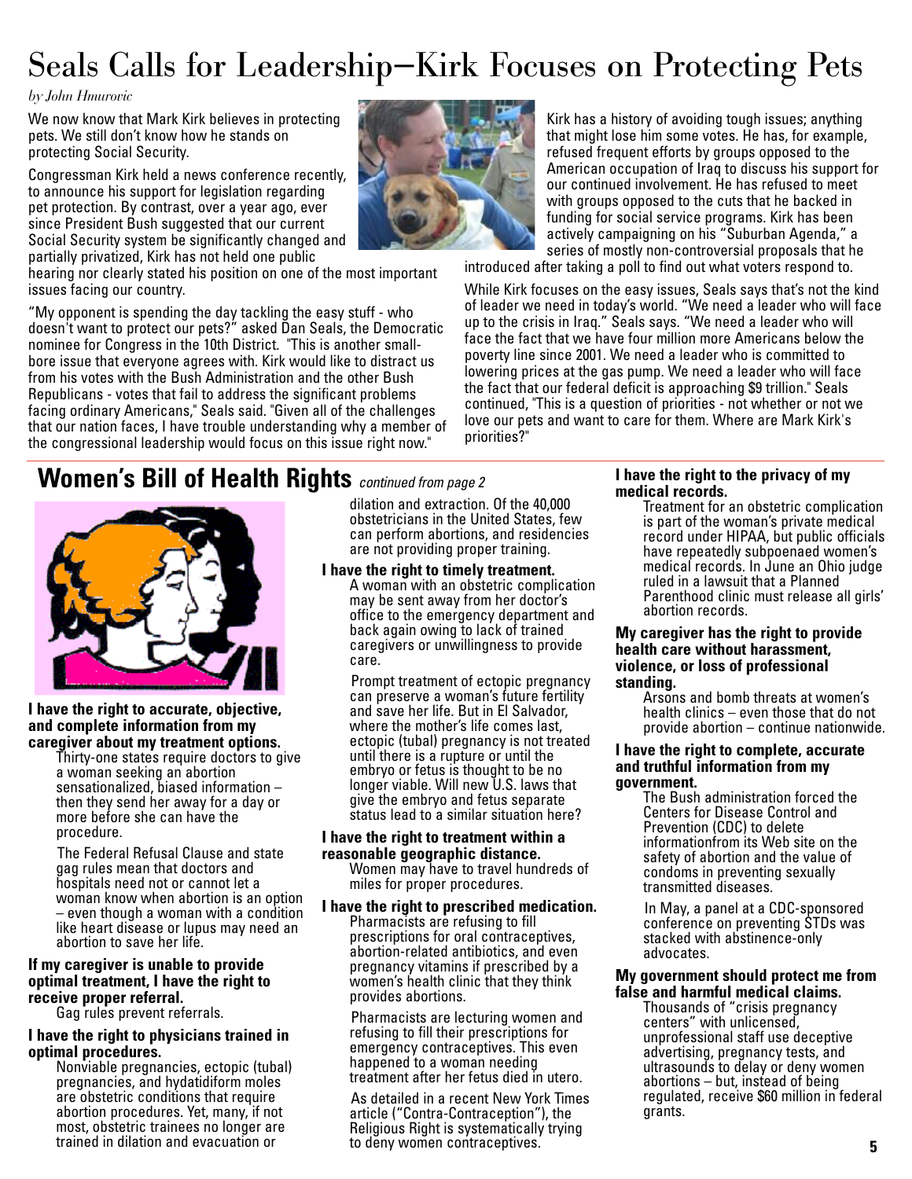# Seals Calls for Leadership—Kirk Focuses on Protecting Pets

*by John Hmurovic*

We now know that Mark Kirk believes in protecting pets. We still don't know how he stands on protecting Social Security.

Congressman Kirk held a news conference recently, to announce his support for legislation regarding pet protection. By contrast, over a year ago, ever since President Bush suggested that our current Social Security system be significantly changed and partially privatized, Kirk has not held one public hearing nor clearly stated his position on one of the most important issues facing our country.

"My opponent is spending the day tackling the easy stuff - who doesn't want to protect our pets?" asked Dan Seals, the Democratic nominee for Congress in the 10th District. "This is another small-bore issue that everyone agrees with. Kirk would like to distract us from his votes with the Bush Administration and the other Bush Republicans - votes that fail to address the significant problems facing ordinary Americans," Seals said. "Given all of the challenges that our nation faces, I have trouble understanding why a member of the congressional leadership would focus on this issue right now."

Kirk has a history of avoiding tough issues; anything that might lose him some votes. He has, for example, refused frequent efforts by groups opposed to the American occupation of Iraq to discuss his support for our continued involvement. He has refused to meet with groups opposed to the cuts that he backed in funding for social service programs. Kirk has been actively campaigning on his "Suburban Agenda," a series of mostly non-controversial proposals that he introduced after taking a poll to find out what voters respond to.

While Kirk focuses on the easy issues, Seals says that's not the kind of leader we need in today's world. "We need a leader who will face up to the crisis in Iraq." Seals says. "We need a leader who will face the fact that we have four million more Americans below the poverty line since 2001. We need a leader who is committed to lowering prices at the gas pump. We need a leader who will face the fact that our federal deficit is approaching $9 trillion." Seals continued, "This is a question of priorities - not whether or not we love our pets and want to care for them. Where are Mark Kirk's priorities?"

## Women's Bill of Health Rights *continued from page 2*

**I have the right to accurate, objective, and complete information from my caregiver about my treatment options.**

Thirty-one states require doctors to give a woman seeking an abortion sensationalized, biased information – then they send her away for a day or more before she can have the procedure.

The Federal Refusal Clause and state gag rules mean that doctors and hospitals need not or cannot let a woman know when abortion is an option – even though a woman with a condition like heart disease or lupus may need an abortion to save her life.

**If my caregiver is unable to provide optimal treatment, I have the right to receive proper referral.**

Gag rules prevent referrals.

**I have the right to physicians trained in optimal procedures.**

Nonviable pregnancies, ectopic (tubal) pregnancies, and hydatidiform moles are obstetric conditions that require abortion procedures. Yet, many, if not most, obstetric trainees no longer are trained in dilation and evacuation or dilation and extraction. Of the 40,000 obstetricians in the United States, few can perform abortions, and residencies are not providing proper training.

**I have the right to timely treatment.**

A woman with an obstetric complication may be sent away from her doctor's office to the emergency department and back again owing to lack of trained caregivers or unwillingness to provide care.

Prompt treatment of ectopic pregnancy can preserve a woman's future fertility and save her life. But in El Salvador, where the mother's life comes last, ectopic (tubal) pregnancy is not treated until there is a rupture or until the embryo or fetus is thought to be no longer viable. Will new U.S. laws that give the embryo and fetus separate status lead to a similar situation here?

**I have the right to treatment within a reasonable geographic distance.**

Women may have to travel hundreds of miles for proper procedures.

**I have the right to prescribed medication.**

Pharmacists are refusing to fill prescriptions for oral contraceptives, abortion-related antibiotics, and even pregnancy vitamins if prescribed by a women's health clinic that they think provides abortions.

Pharmacists are lecturing women and refusing to fill their prescriptions for emergency contraceptives. This even happened to a woman needing treatment after her fetus died in utero.

As detailed in a recent New York Times article ("Contra-Contraception"), the Religious Right is systematically trying to deny women contraceptives.

**I have the right to the privacy of my medical records.**

Treatment for an obstetric complication is part of the woman's private medical record under HIPAA, but public officials have repeatedly subpoenaed women's medical records. In June an Ohio judge ruled in a lawsuit that a Planned Parenthood clinic must release all girls' abortion records.

**My caregiver has the right to provide health care without harassment, violence, or loss of professional standing.**

Arsons and bomb threats at women's health clinics – even those that do not provide abortion – continue nationwide.

**I have the right to complete, accurate and truthful information from my government.**

The Bush administration forced the Centers for Disease Control and Prevention (CDC) to delete informationfrom its Web site on the safety of abortion and the value of condoms in preventing sexually transmitted diseases.

In May, a panel at a CDC-sponsored conference on preventing STDs was stacked with abstinence-only advocates.

**My government should protect me from false and harmful medical claims.**

Thousands of "crisis pregnancy centers" with unlicensed, unprofessional staff use deceptive advertising, pregnancy tests, and ultrasounds to delay or deny women abortions – but, instead of being regulated, receive $60 million in federal grants.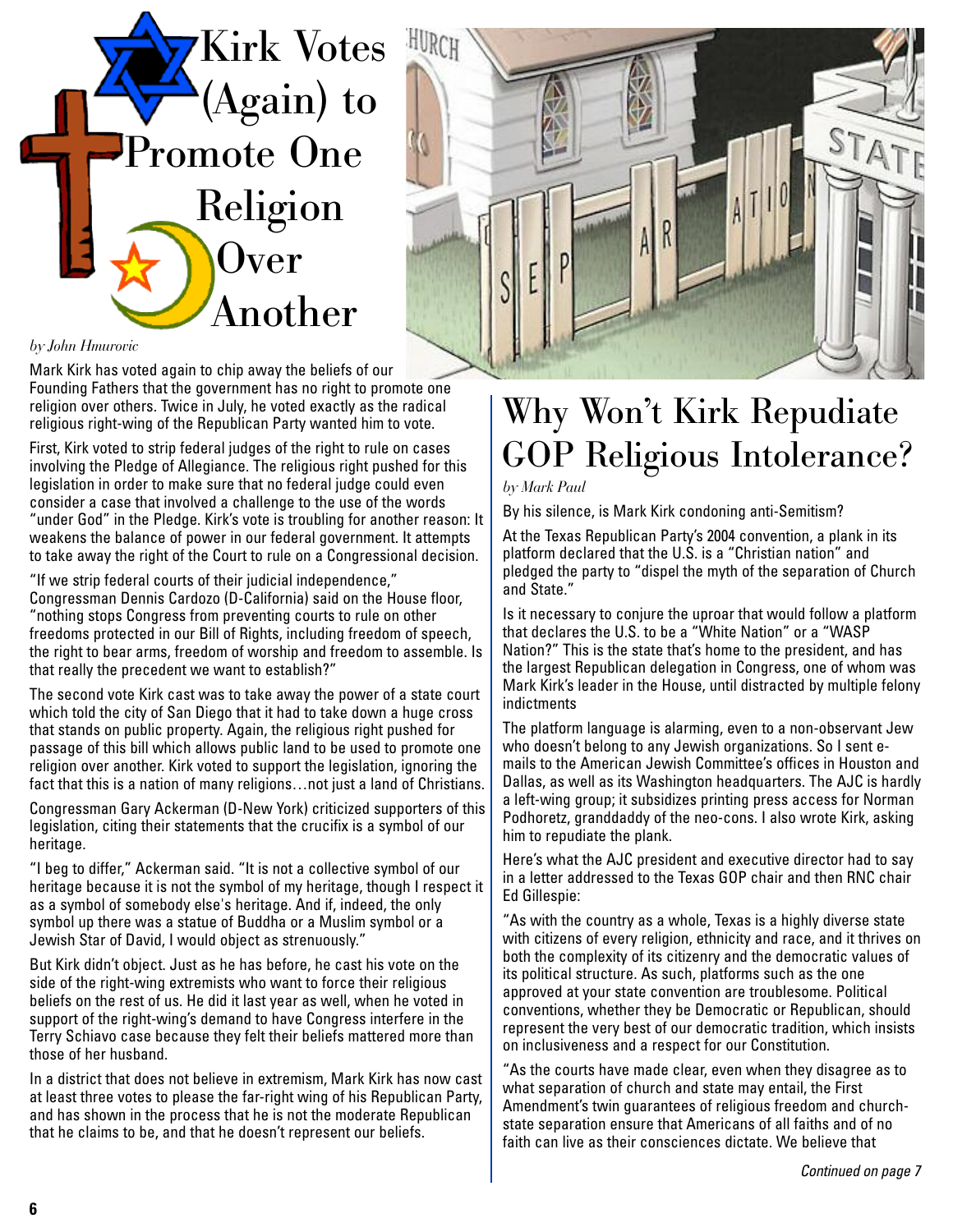# Kirk Votes (Again) to Promote One Religion Over Another

*by John Hmurovic*

Mark Kirk has voted again to chip away the beliefs of our Founding Fathers that the government has no right to promote one religion over others. Twice in July, he voted exactly as the radical religious right-wing of the Republican Party wanted him to vote.

First, Kirk voted to strip federal judges of the right to rule on cases involving the Pledge of Allegiance. The religious right pushed for this legislation in order to make sure that no federal judge could even consider a case that involved a challenge to the use of the words "under God" in the Pledge. Kirk's vote is troubling for another reason: It weakens the balance of power in our federal government. It attempts to take away the right of the Court to rule on a Congressional decision.

"If we strip federal courts of their judicial independence," Congressman Dennis Cardozo (D-California) said on the House floor, "nothing stops Congress from preventing courts to rule on other freedoms protected in our Bill of Rights, including freedom of speech, the right to bear arms, freedom of worship and freedom to assemble. Is that really the precedent we want to establish?"

The second vote Kirk cast was to take away the power of a state court which told the city of San Diego that it had to take down a huge cross that stands on public property. Again, the religious right pushed for passage of this bill which allows public land to be used to promote one religion over another. Kirk voted to support the legislation, ignoring the fact that this is a nation of many religions…not just a land of Christians.

Congressman Gary Ackerman (D-New York) criticized supporters of this legislation, citing their statements that the crucifix is a symbol of our heritage.

"I beg to differ," Ackerman said. "It is not a collective symbol of our heritage because it is not the symbol of my heritage, though I respect it as a symbol of somebody else's heritage. And if, indeed, the only symbol up there was a statue of Buddha or a Muslim symbol or a Jewish Star of David, I would object as strenuously."

But Kirk didn't object. Just as he has before, he cast his vote on the side of the right-wing extremists who want to force their religious beliefs on the rest of us. He did it last year as well, when he voted in support of the right-wing's demand to have Congress interfere in the Terry Schiavo case because they felt their beliefs mattered more than those of her husband.

In a district that does not believe in extremism, Mark Kirk has now cast at least three votes to please the far-right wing of his Republican Party, and has shown in the process that he is not the moderate Republican that he claims to be, and that he doesn't represent our beliefs.

# Why Won't Kirk Repudiate GOP Religious Intolerance?

*by Mark Paul*

By his silence, is Mark Kirk condoning anti-Semitism?

At the Texas Republican Party's 2004 convention, a plank in its platform declared that the U.S. is a "Christian nation" and pledged the party to "dispel the myth of the separation of Church and State."

Is it necessary to conjure the uproar that would follow a platform that declares the U.S. to be a "White Nation" or a "WASP Nation?" This is the state that's home to the president, and has the largest Republican delegation in Congress, one of whom was Mark Kirk's leader in the House, until distracted by multiple felony indictments

The platform language is alarming, even to a non-observant Jew who doesn't belong to any Jewish organizations. So I sent e-mails to the American Jewish Committee's offices in Houston and Dallas, as well as its Washington headquarters. The AJC is hardly a left-wing group; it subsidizes printing press access for Norman Podhoretz, granddaddy of the neo-cons. I also wrote Kirk, asking him to repudiate the plank.

Here's what the AJC president and executive director had to say in a letter addressed to the Texas GOP chair and then RNC chair Ed Gillespie:

"As with the country as a whole, Texas is a highly diverse state with citizens of every religion, ethnicity and race, and it thrives on both the complexity of its citizenry and the democratic values of its political structure. As such, platforms such as the one approved at your state convention are troublesome. Political conventions, whether they be Democratic or Republican, should represent the very best of our democratic tradition, which insists on inclusiveness and a respect for our Constitution.

"As the courts have made clear, even when they disagree as to what separation of church and state may entail, the First Amendment's twin guarantees of religious freedom and church-state separation ensure that Americans of all faiths and of no faith can live as their consciences dictate. We believe that

*Continued on page 7*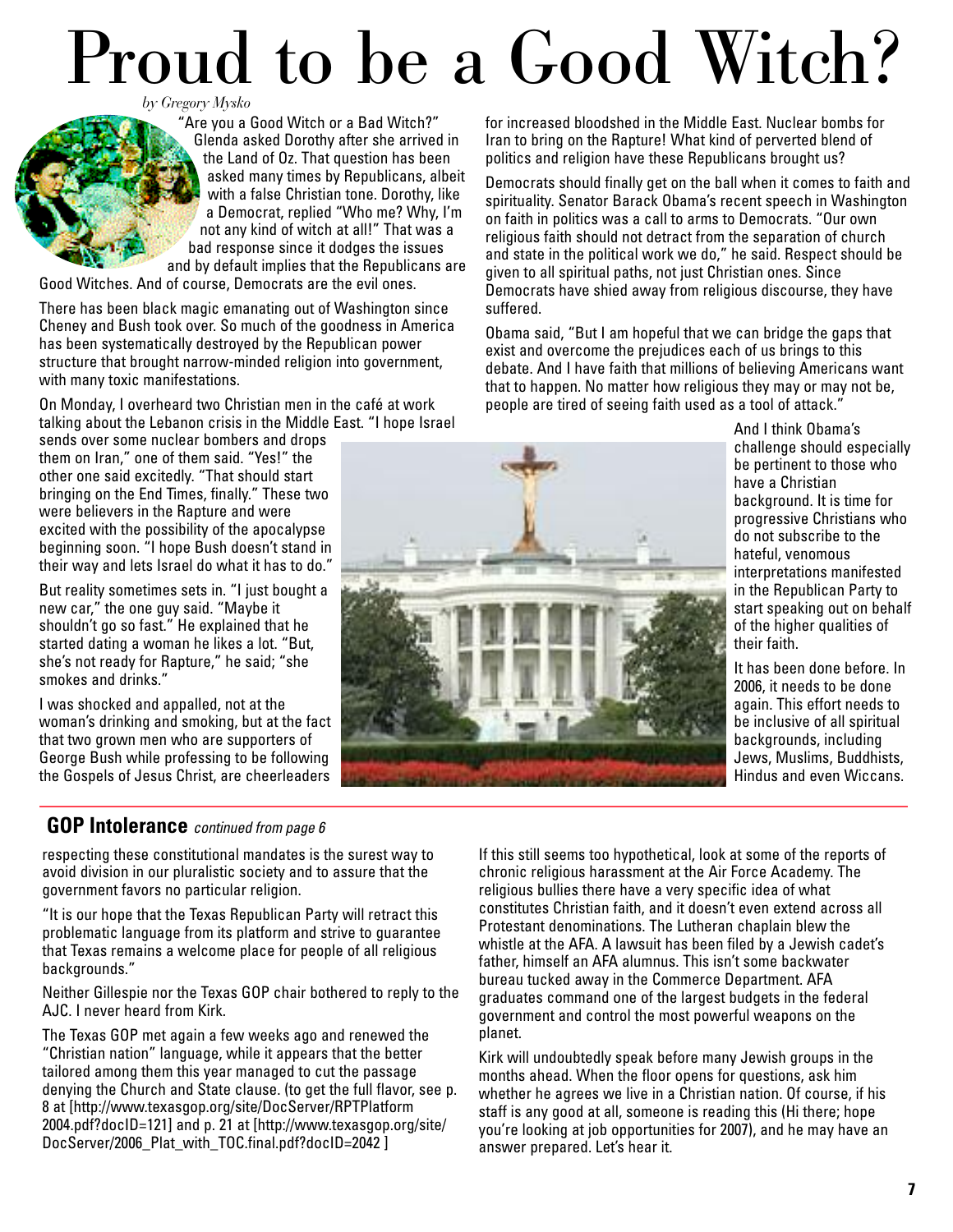# Proud to be a Good Witch?

*by Gregory Mysko*

"Are you a Good Witch or a Bad Witch?" Glenda asked Dorothy after she arrived in the Land of Oz. That question has been asked many times by Republicans, albeit with a false Christian tone. Dorothy, like a Democrat, replied "Who me? Why, I'm not any kind of witch at all!" That was a bad response since it dodges the issues and by default implies that the Republicans are Good Witches. And of course, Democrats are the evil ones.

There has been black magic emanating out of Washington since Cheney and Bush took over. So much of the goodness in America has been systematically destroyed by the Republican power structure that brought narrow-minded religion into government, with many toxic manifestations.

On Monday, I overheard two Christian men in the café at work talking about the Lebanon crisis in the Middle East. "I hope Israel sends over some nuclear bombers and drops them on Iran," one of them said. "Yes!" the other one said excitedly. "That should start bringing on the End Times, finally." These two were believers in the Rapture and were excited with the possibility of the apocalypse beginning soon. "I hope Bush doesn't stand in their way and lets Israel do what it has to do."

But reality sometimes sets in. "I just bought a new car," the one guy said. "Maybe it shouldn't go so fast." He explained that he started dating a woman he likes a lot. "But, she's not ready for Rapture," he said; "she smokes and drinks."

I was shocked and appalled, not at the woman's drinking and smoking, but at the fact that two grown men who are supporters of George Bush while professing to be following the Gospels of Jesus Christ, are cheerleaders for increased bloodshed in the Middle East. Nuclear bombs for Iran to bring on the Rapture! What kind of perverted blend of politics and religion have these Republicans brought us?

Democrats should finally get on the ball when it comes to faith and spirituality. Senator Barack Obama's recent speech in Washington on faith in politics was a call to arms to Democrats. "Our own religious faith should not detract from the separation of church and state in the political work we do," he said. Respect should be given to all spiritual paths, not just Christian ones. Since Democrats have shied away from religious discourse, they have suffered.

Obama said, "But I am hopeful that we can bridge the gaps that exist and overcome the prejudices each of us brings to this debate. And I have faith that millions of believing Americans want that to happen. No matter how religious they may or may not be, people are tired of seeing faith used as a tool of attack."

And I think Obama's challenge should especially be pertinent to those who have a Christian background. It is time for progressive Christians who do not subscribe to the hateful, venomous interpretations manifested in the Republican Party to start speaking out on behalf of the higher qualities of their faith.

It has been done before. In 2006, it needs to be done again. This effort needs to be inclusive of all spiritual backgrounds, including Jews, Muslims, Buddhists, Hindus and even Wiccans.

---

## GOP Intolerance *continued from page 6*

respecting these constitutional mandates is the surest way to avoid division in our pluralistic society and to assure that the government favors no particular religion.

"It is our hope that the Texas Republican Party will retract this problematic language from its platform and strive to guarantee that Texas remains a welcome place for people of all religious backgrounds."

Neither Gillespie nor the Texas GOP chair bothered to reply to the AJC. I never heard from Kirk.

The Texas GOP met again a few weeks ago and renewed the "Christian nation" language, while it appears that the better tailored among them this year managed to cut the passage denying the Church and State clause. (to get the full flavor, see p. 8 at [http://www.texasgop.org/site/DocServer/RPTPlatform 2004.pdf?docID=121] and p. 21 at [http://www.texasgop.org/site/DocServer/2006_Plat_with_TOC.final.pdf?docID=2042 ]

If this still seems too hypothetical, look at some of the reports of chronic religious harassment at the Air Force Academy. The religious bullies there have a very specific idea of what constitutes Christian faith, and it doesn't even extend across all Protestant denominations. The Lutheran chaplain blew the whistle at the AFA. A lawsuit has been filed by a Jewish cadet's father, himself an AFA alumnus. This isn't some backwater bureau tucked away in the Commerce Department. AFA graduates command one of the largest budgets in the federal government and control the most powerful weapons on the planet.

Kirk will undoubtedly speak before many Jewish groups in the months ahead. When the floor opens for questions, ask him whether he agrees we live in a Christian nation. Of course, if his staff is any good at all, someone is reading this (Hi there; hope you're looking at job opportunities for 2007), and he may have an answer prepared. Let's hear it.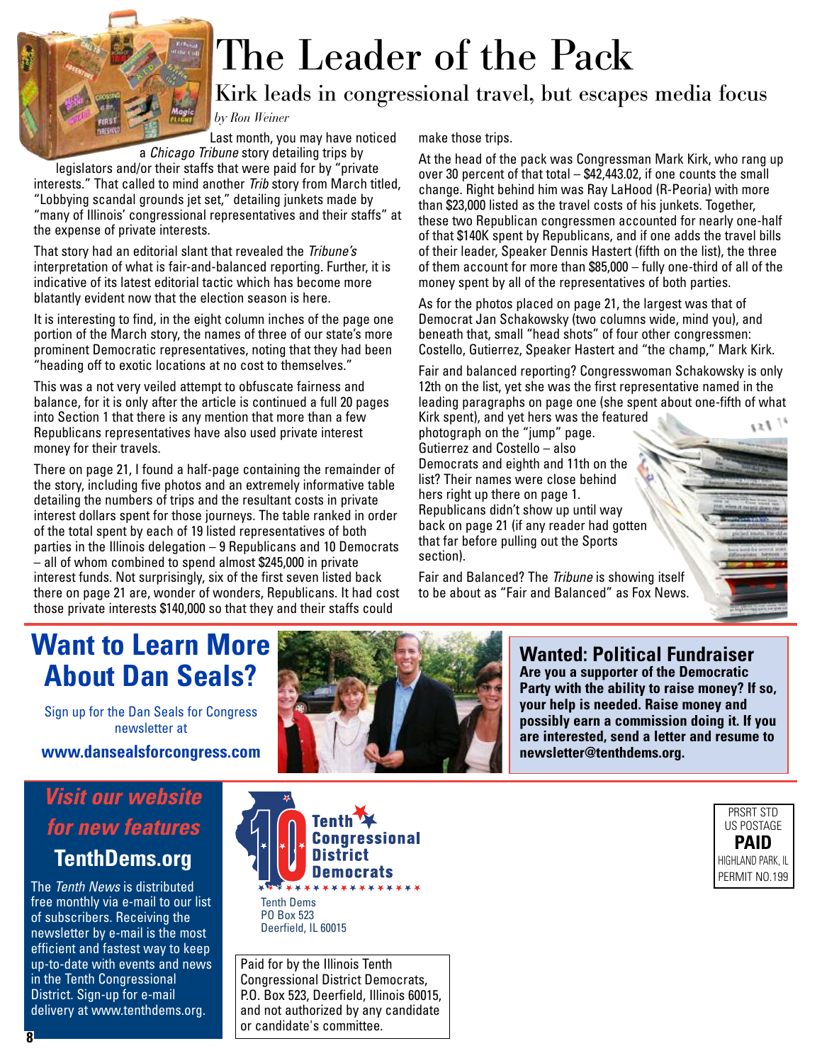# The Leader of the Pack

## Kirk leads in congressional travel, but escapes media focus

*by Ron Weiner*

Last month, you may have noticed a *Chicago Tribune* story detailing trips by legislators and/or their staffs that were paid for by "private interests." That called to mind another *Trib* story from March titled, "Lobbying scandal grounds jet set," detailing junkets made by "many of Illinois' congressional representatives and their staffs" at the expense of private interests.

That story had an editorial slant that revealed the *Tribune's* interpretation of what is fair-and-balanced reporting. Further, it is indicative of its latest editorial tactic which has become more blatantly evident now that the election season is here.

It is interesting to find, in the eight column inches of the page one portion of the March story, the names of three of our state's more prominent Democratic representatives, noting that they had been "heading off to exotic locations at no cost to themselves."

This was a not very veiled attempt to obfuscate fairness and balance, for it is only after the article is continued a full 20 pages into Section 1 that there is any mention that more than a few Republicans representatives have also used private interest money for their travels.

There on page 21, I found a half-page containing the remainder of the story, including five photos and an extremely informative table detailing the numbers of trips and the resultant costs in private interest dollars spent for those journeys. The table ranked in order of the total spent by each of 19 listed representatives of both parties in the Illinois delegation – 9 Republicans and 10 Democrats – all of whom combined to spend almost $245,000 in private interest funds. Not surprisingly, six of the first seven listed back there on page 21 are, wonder of wonders, Republicans. It had cost those private interests $140,000 so that they and their staffs could make those trips.

At the head of the pack was Congressman Mark Kirk, who rang up over 30 percent of that total – $42,443.02, if one counts the small change. Right behind him was Ray LaHood (R-Peoria) with more than $23,000 listed as the travel costs of his junkets. Together, these two Republican congressmen accounted for nearly one-half of that $140K spent by Republicans, and if one adds the travel bills of their leader, Speaker Dennis Hastert (fifth on the list), the three of them account for more than $85,000 – fully one-third of all of the money spent by all of the representatives of both parties.

As for the photos placed on page 21, the largest was that of Democrat Jan Schakowsky (two columns wide, mind you), and beneath that, small "head shots" of four other congressmen: Costello, Gutierrez, Speaker Hastert and "the champ," Mark Kirk.

Fair and balanced reporting? Congresswoman Schakowsky is only 12th on the list, yet she was the first representative named in the leading paragraphs on page one (she spent about one-fifth of what Kirk spent), and yet hers was the featured photograph on the "jump" page. Gutierrez and Costello – also Democrats and eighth and 11th on the list? Their names were close behind hers right up there on page 1. Republicans didn't show up until way back on page 21 (if any reader had gotten that far before pulling out the Sports section).

Fair and Balanced? The *Tribune* is showing itself to be about as "Fair and Balanced" as Fox News.

---

## Want to Learn More About Dan Seals?

Sign up for the Dan Seals for Congress newsletter at

**www.dansealsforcongress.com**

---

## Wanted: Political Fundraiser

**Are you a supporter of the Democratic Party with the ability to raise money? If so, your help is needed. Raise money and possibly earn a commission doing it. If you are interested, send a letter and resume to newsletter@tenthdems.org.**

---

## *Visit our website for new features*

## TenthDems.org

The *Tenth News* is distributed free monthly via e-mail to our list of subscribers. Receiving the newsletter by e-mail is the most efficient and fastest way to keep up-to-date with events and news in the Tenth Congressional District. Sign-up for e-mail delivery at www.tenthdems.org.

**Tenth Congressional District Democrats**

Tenth Dems
PO Box 523
Deerfield, IL 60015

Paid for by the Illinois Tenth Congressional District Democrats, P.O. Box 523, Deerfield, Illinois 60015, and not authorized by any candidate or candidate's committee.

PRSRT STD
US POSTAGE
**PAID**
HIGHLAND PARK, IL
PERMIT NO.199